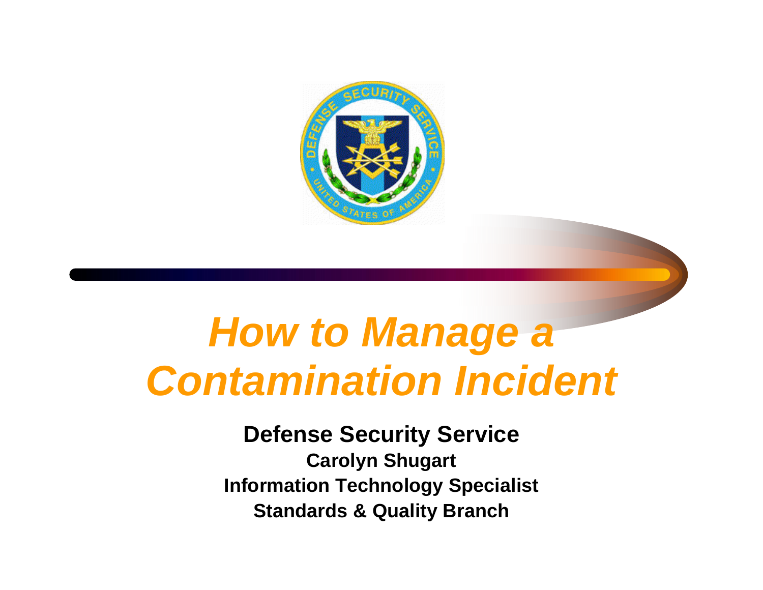# *How to Manage a Contamination Incident*

**Defense Security Service**

**Carolyn Shugart**

**Information Technology Specialist**

**Standards & Quality Branch**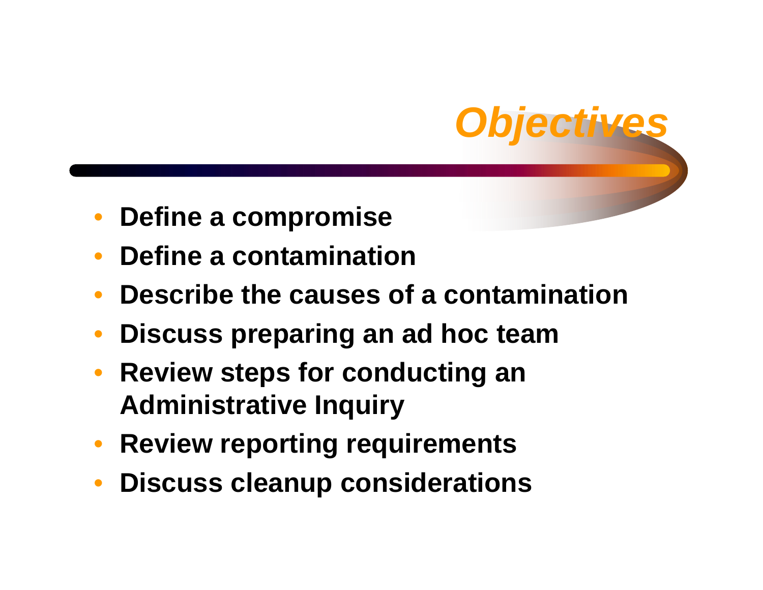# Objectives

- **Define a compromise**
- **Define a contamination**
- **Describe the causes of a contamination**
- **Discuss preparing an ad hoc team**
- **Review steps for conducting an Administrative Inquiry**
- **Review reporting requirements**
- **Discuss cleanup considerations**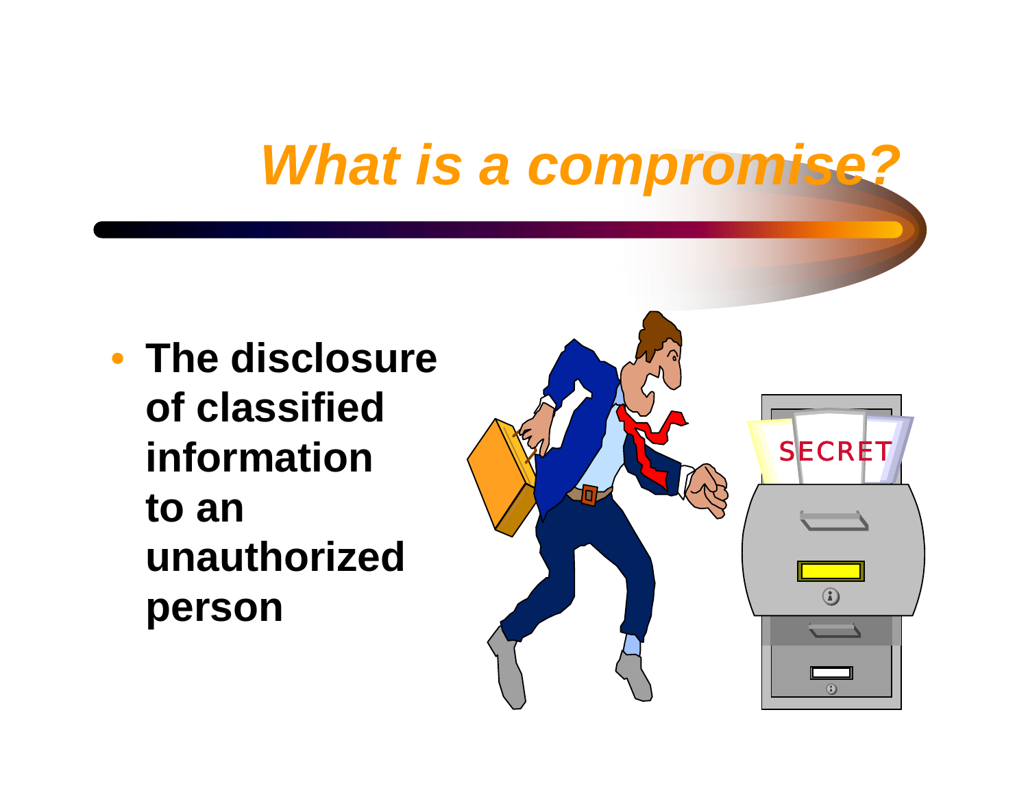# *What is a compromise?*

- **The disclosure of classified information to an unauthorized person**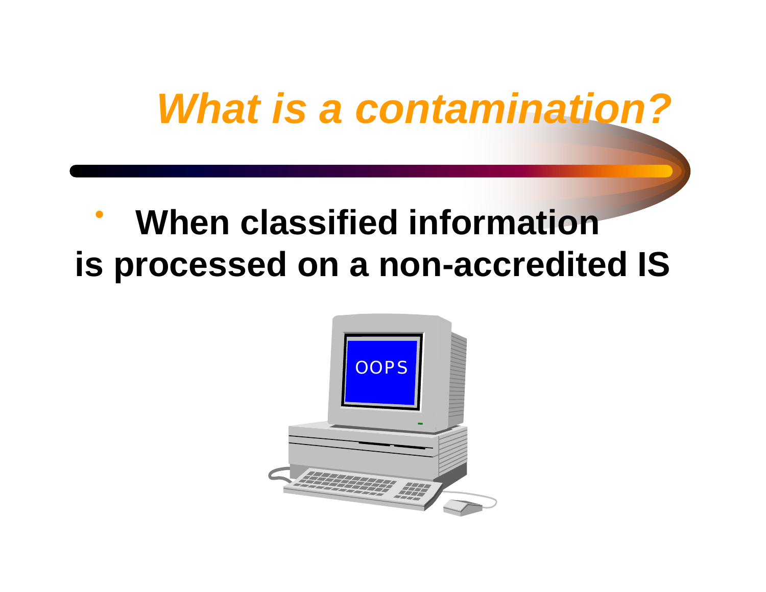# *What is a contamination?*

- **When classified information is processed on a non-accredited IS**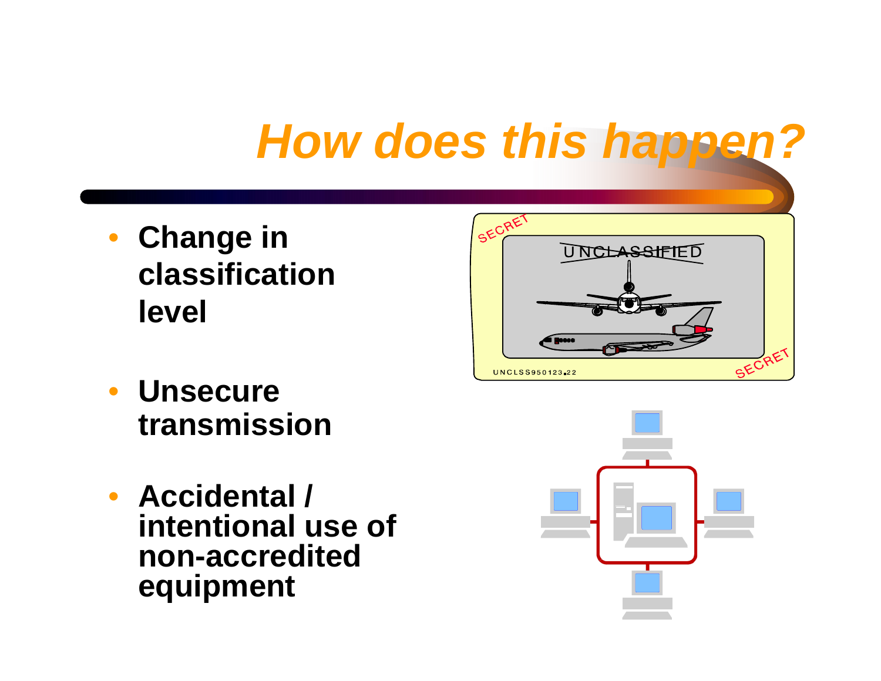# *How does this happen?*

- **Change in classification level**
- **Unsecure transmission**
- **Accidental / intentional use of non-accredited equipment**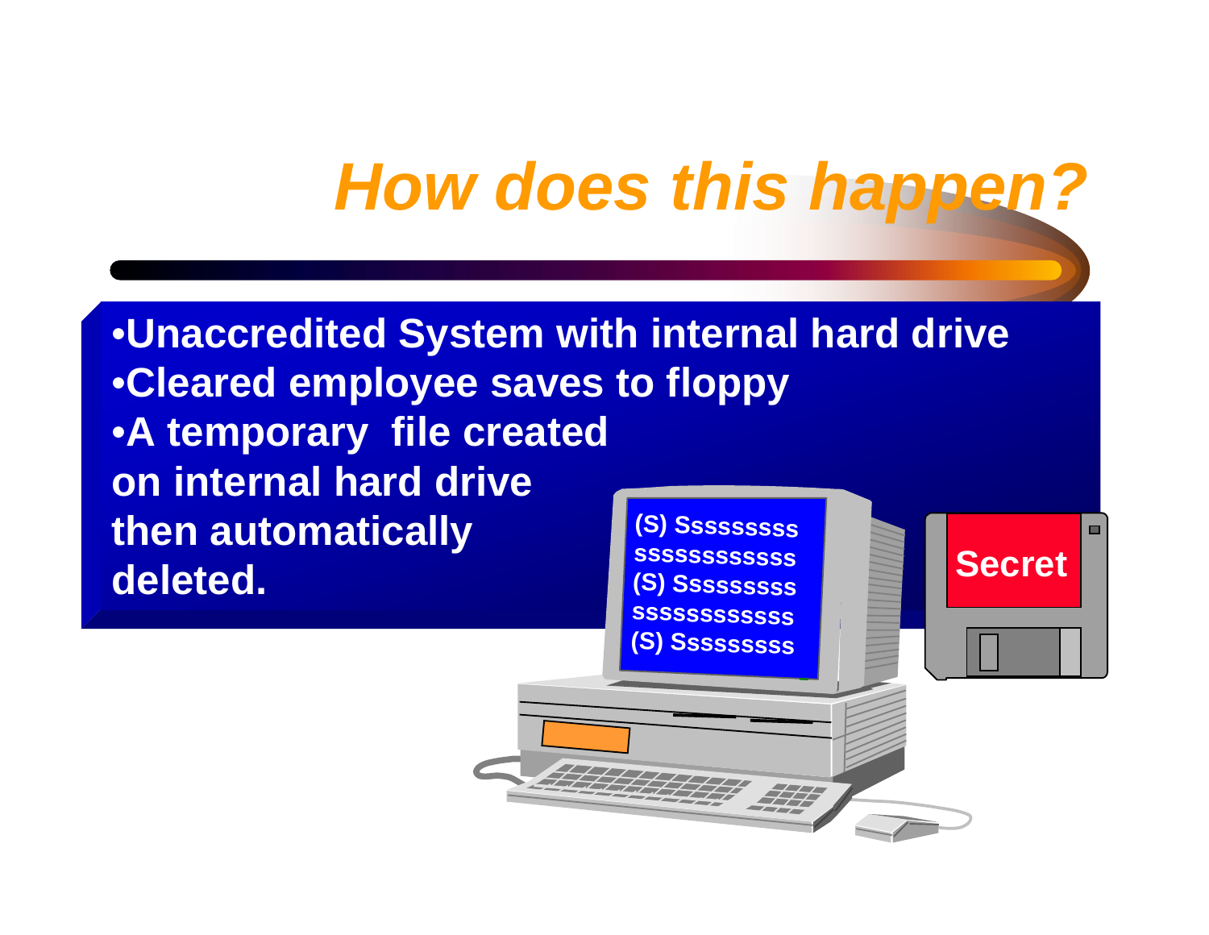# *How does this happen?*

- **Unaccredited System with internal hard drive**
- **Cleared employee saves to floppy**
- **A temporary file created on internal hard drive then automatically deleted.**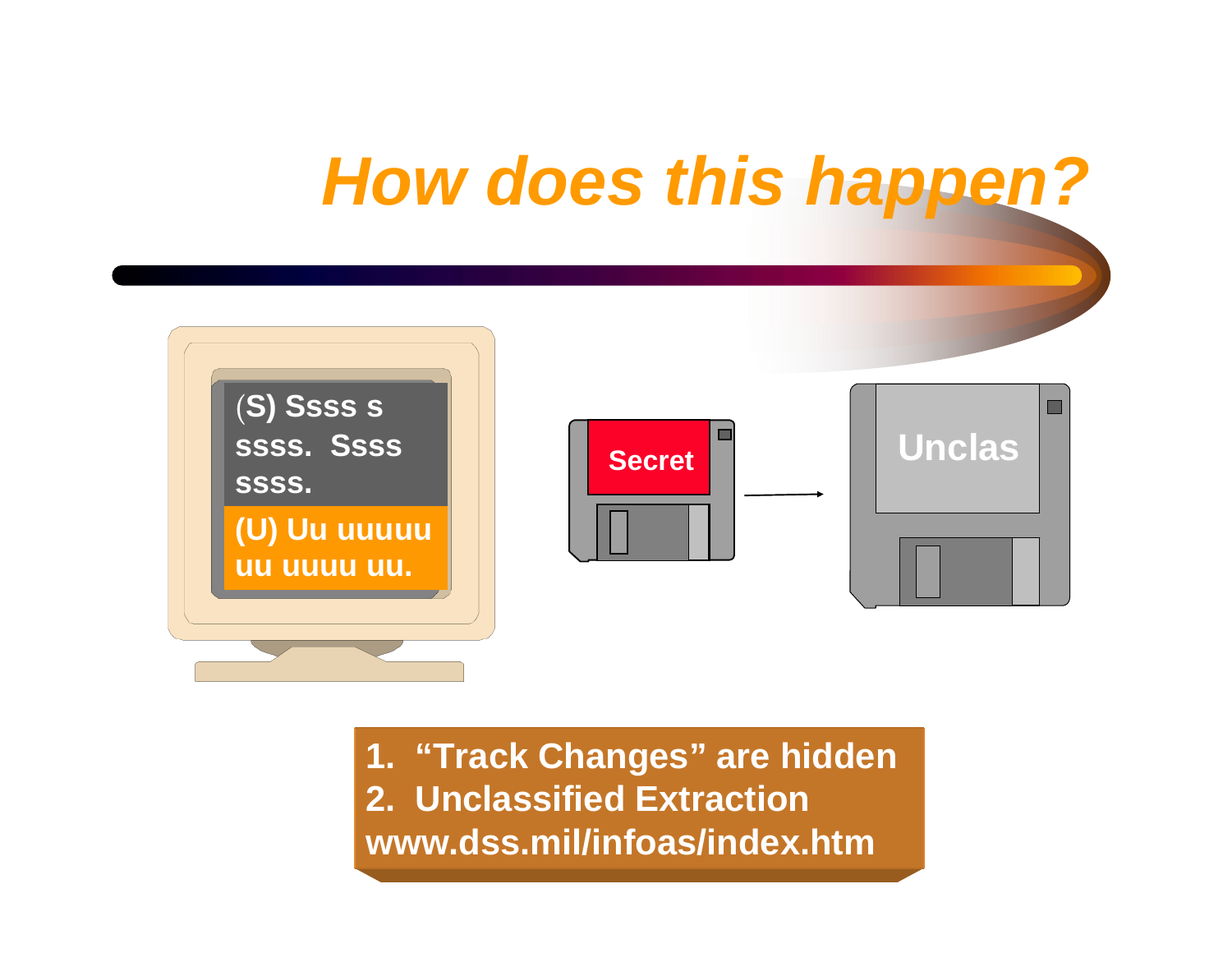# *How does this happen?*

(S) Ssss s ssss. Ssss ssss.

(U) Uu uuuuu uu uuuu uu.

Secret

Unclas

1. "Track Changes" are hidden
2. Unclassified Extraction

www.dss.mil/infoas/index.htm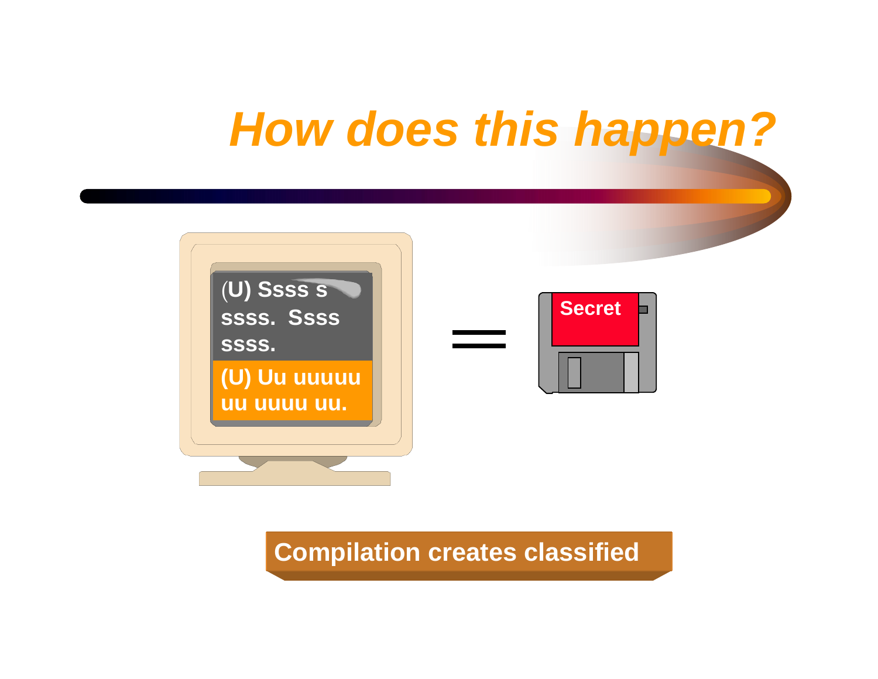# *How does this happen?*

(U) Ssss s ssss. Ssss ssss.

(U) Uu uuuuu uu uuuu uu.

=

Secret

**Compilation creates classified**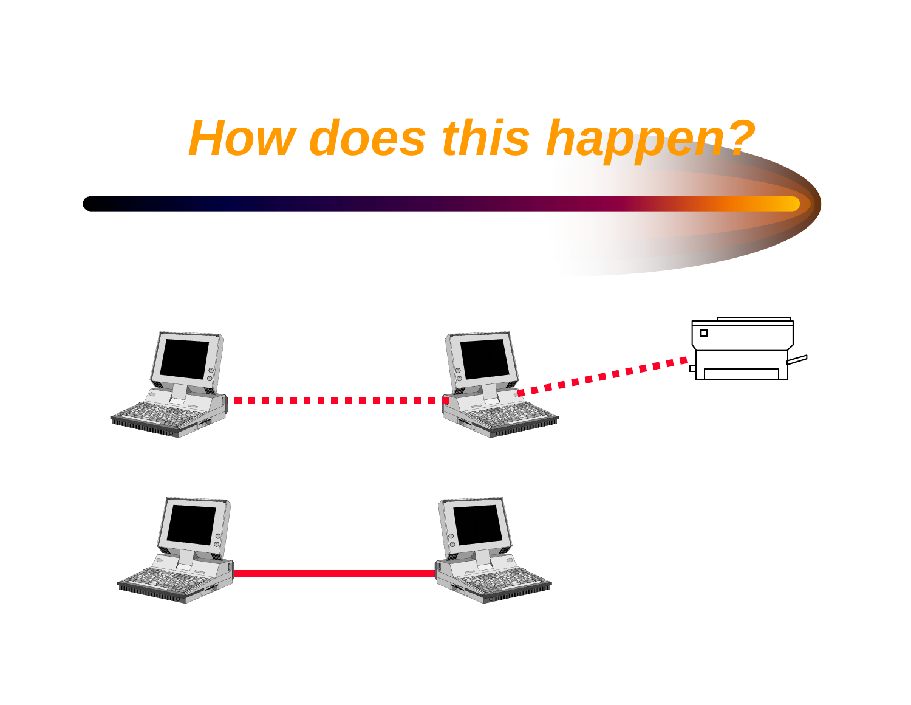# How does this happen?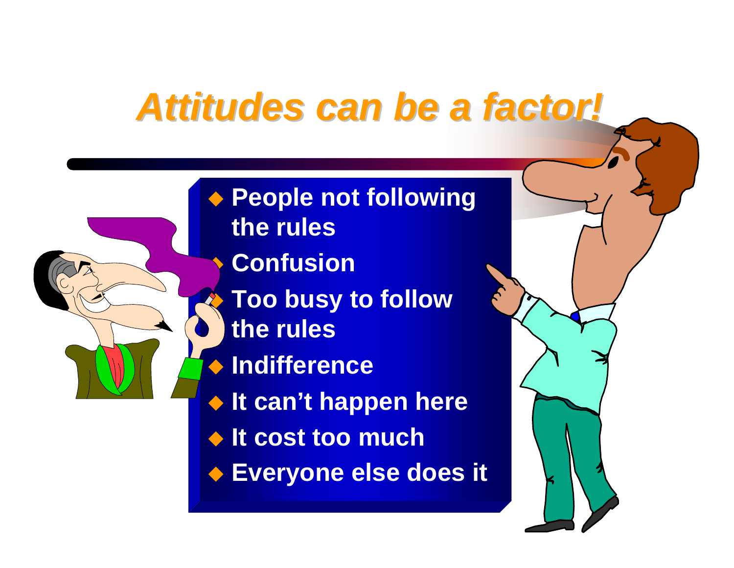# *Attitudes can be a factor!*

- People not following the rules
- Confusion
- Too busy to follow the rules
- Indifference
- It can't happen here
- It cost too much
- Everyone else does it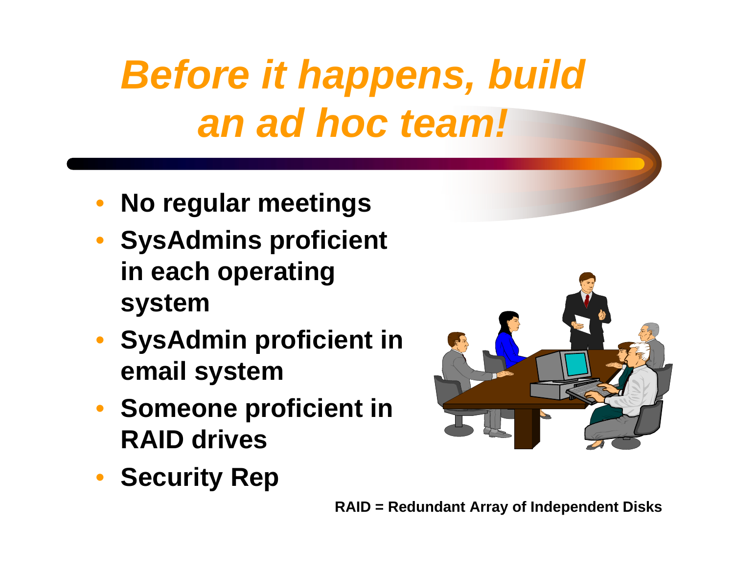# *Before it happens, build an ad hoc team!*

- **No regular meetings**
- **SysAdmins proficient in each operating system**
- **SysAdmin proficient in email system**
- **Someone proficient in RAID drives**
- **Security Rep**

**RAID = Redundant Array of Independent Disks**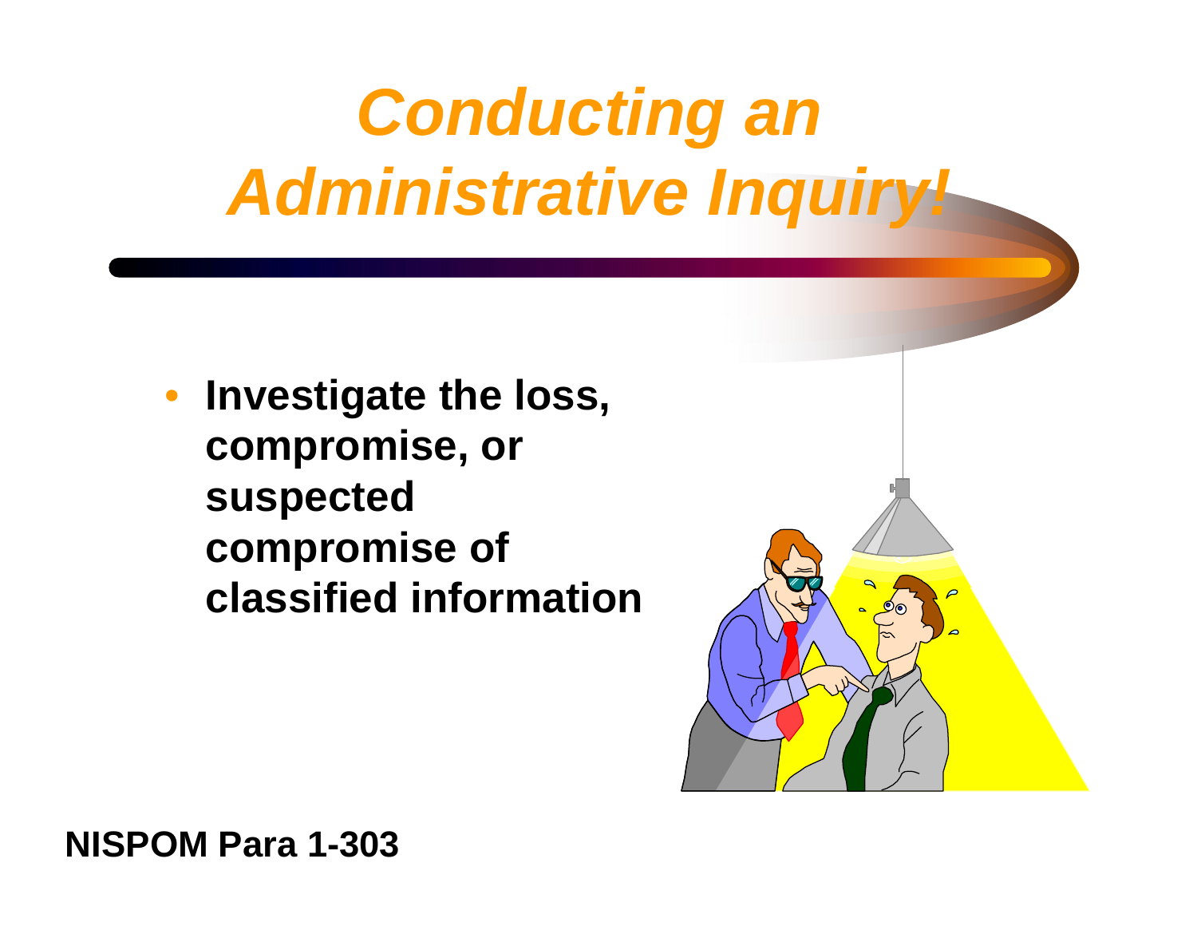# Conducting an Administrative Inquiry!

- **Investigate the loss, compromise, or suspected compromise of classified information**

**NISPOM Para 1-303**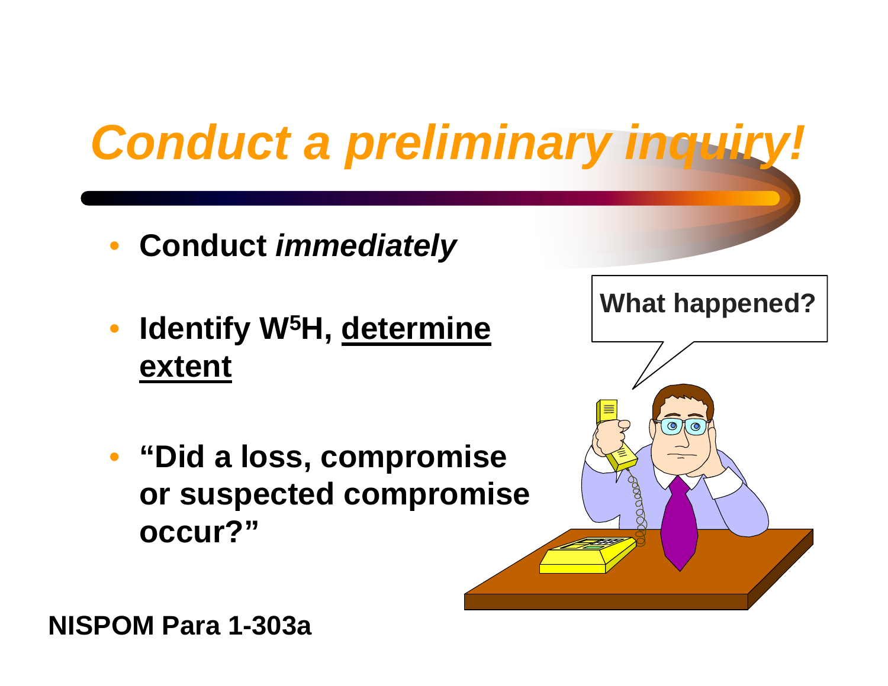# *Conduct a preliminary inquiry!*

- **Conduct *immediately***
- **Identify $W^5H$, determine extent**
- **"Did a loss, compromise or suspected compromise occur?"**

**What happened?**

**NISPOM Para 1-303a**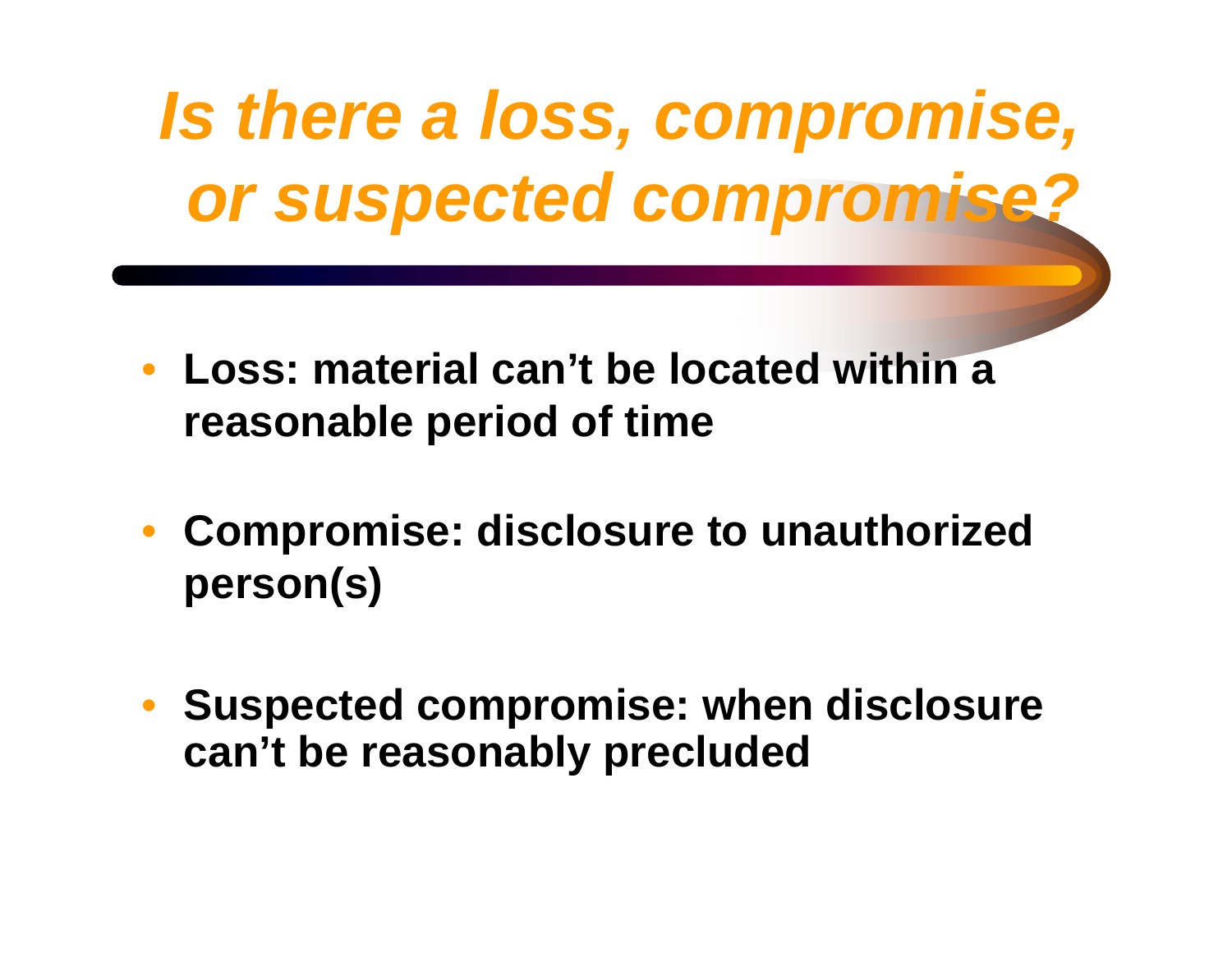# *Is there a loss, compromise, or suspected compromise?*

- **Loss: material can't be located within a reasonable period of time**
- **Compromise: disclosure to unauthorized person(s)**
- **Suspected compromise: when disclosure can't be reasonably precluded**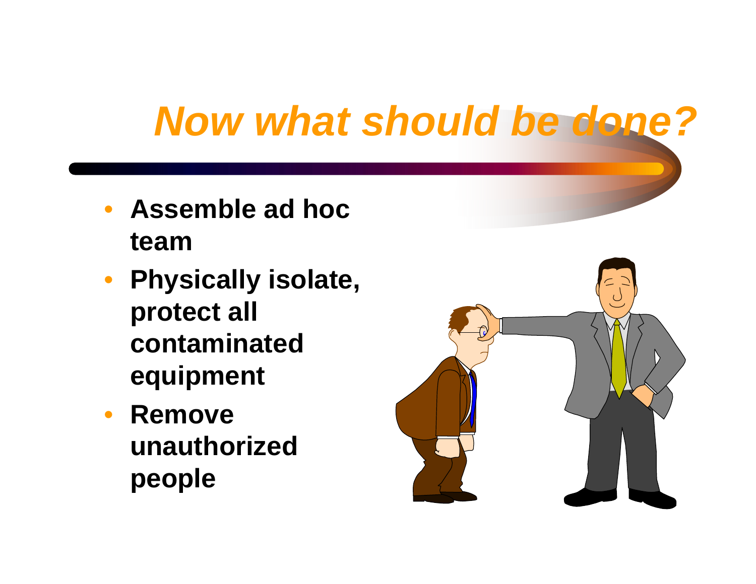# *Now what should be done?*

- **Assemble ad hoc team**
- **Physically isolate, protect all contaminated equipment**
- **Remove unauthorized people**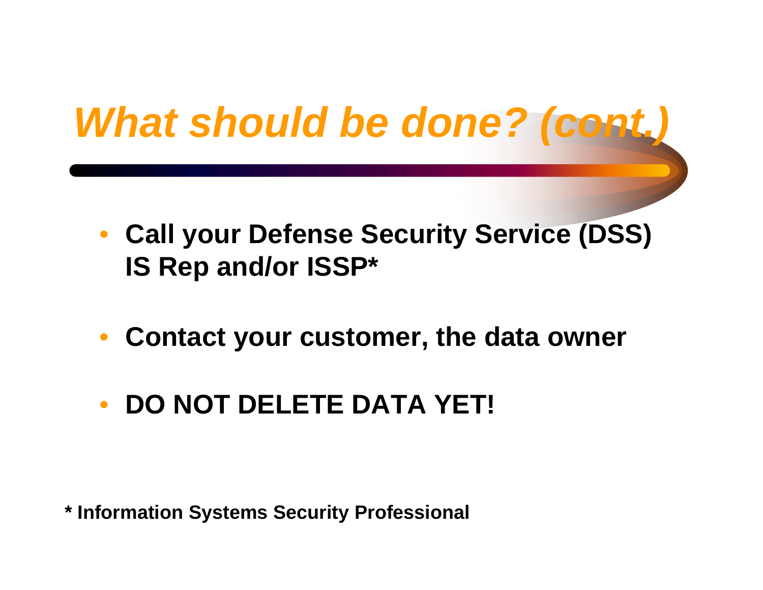# *What should be done? (cont.)*

- **Call your Defense Security Service (DSS) IS Rep and/or ISSP***
- **Contact your customer, the data owner**
- **DO NOT DELETE DATA YET!**

**\* Information Systems Security Professional**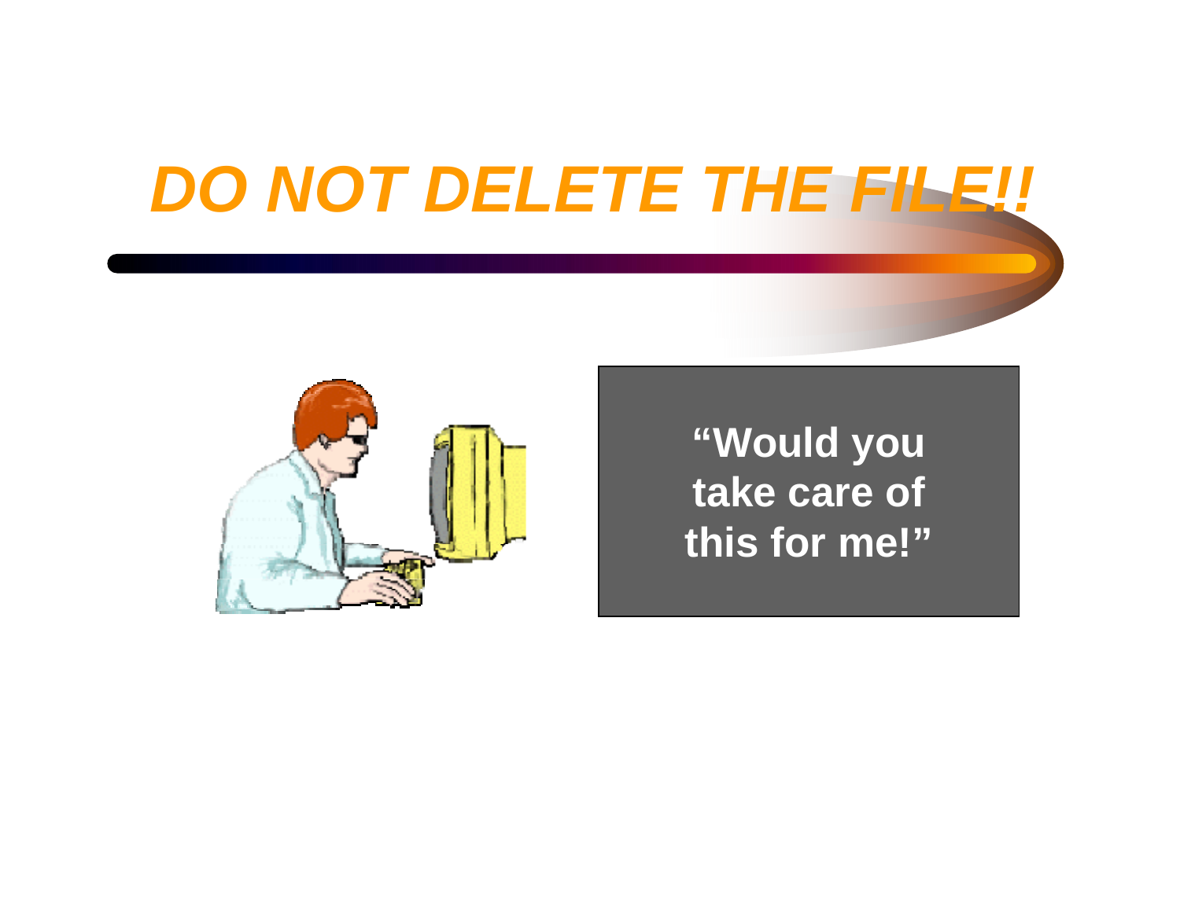# *DO NOT DELETE THE FILE!!*

**"Would you take care of this for me!"**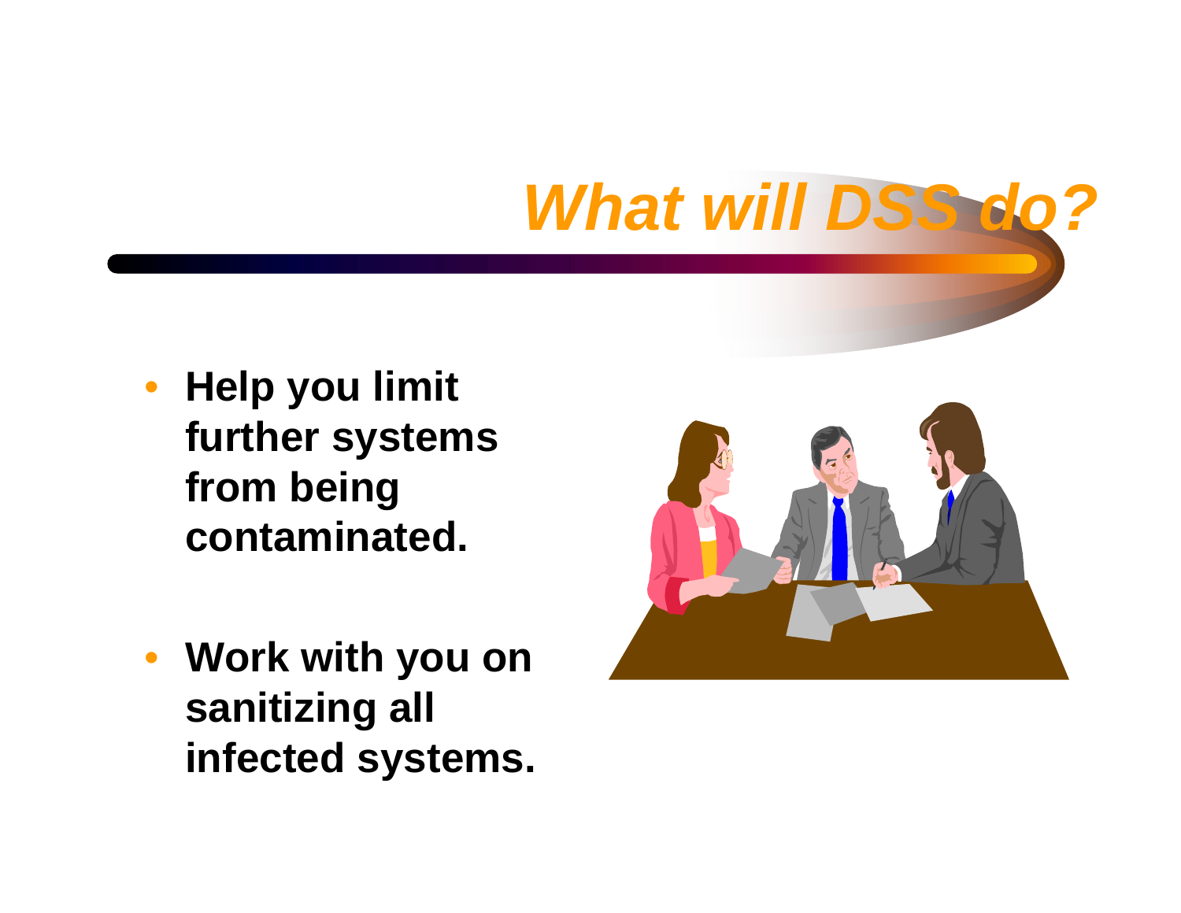# *What will DSS do?*

- **Help you limit further systems from being contaminated.**
- **Work with you on sanitizing all infected systems.**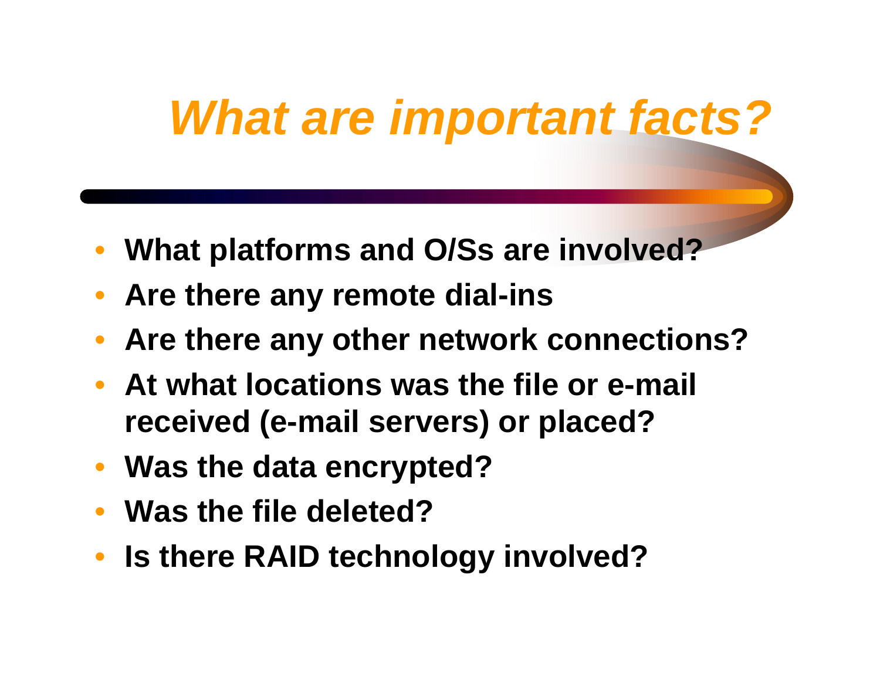# *What are important facts?*

- **What platforms and O/Ss are involved?**
- **Are there any remote dial-ins**
- **Are there any other network connections?**
- **At what locations was the file or e-mail received (e-mail servers) or placed?**
- **Was the data encrypted?**
- **Was the file deleted?**
- **Is there RAID technology involved?**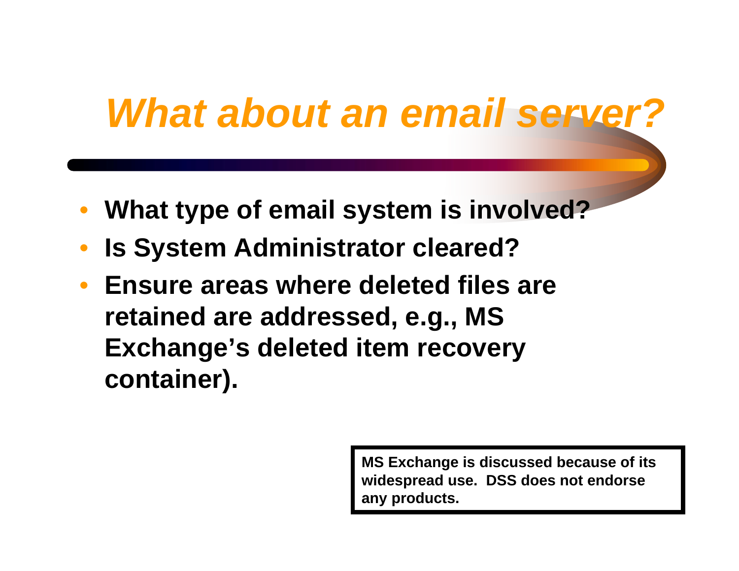# *What about an email server?*

- **What type of email system is involved?**
- **Is System Administrator cleared?**
- **Ensure areas where deleted files are retained are addressed, e.g., MS Exchange's deleted item recovery container).**

**MS Exchange is discussed because of its widespread use. DSS does not endorse any products.**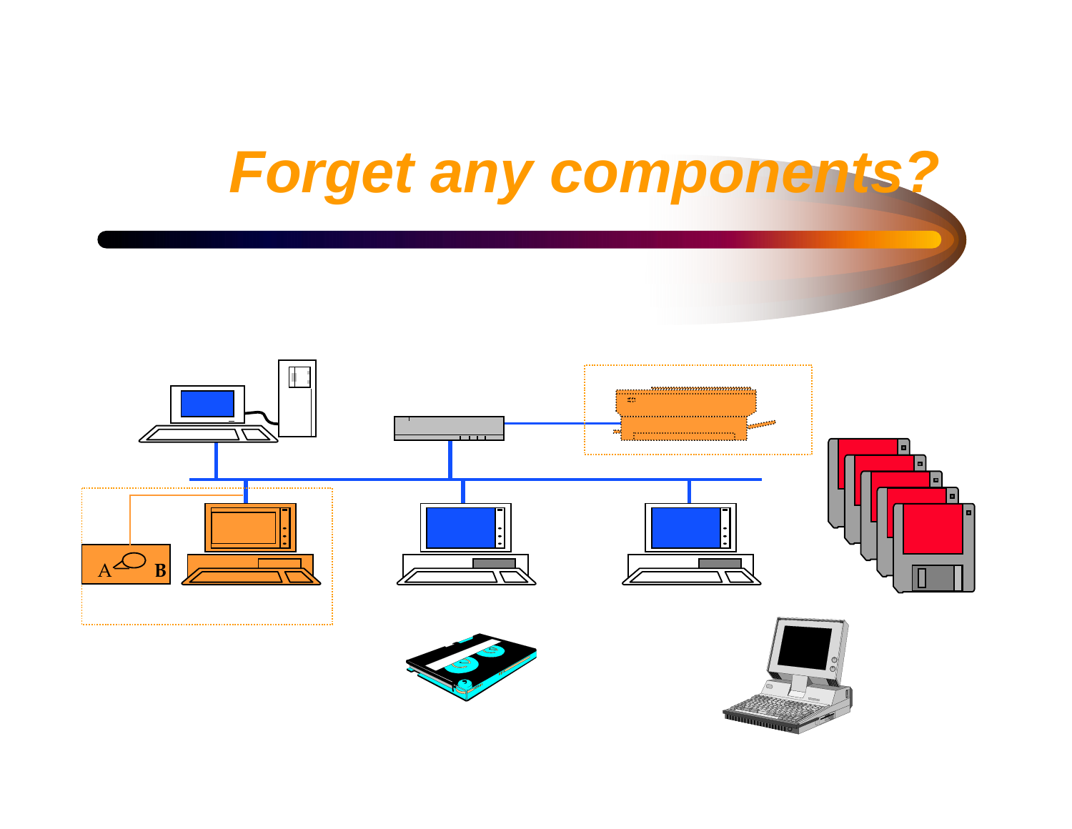# Forget any components?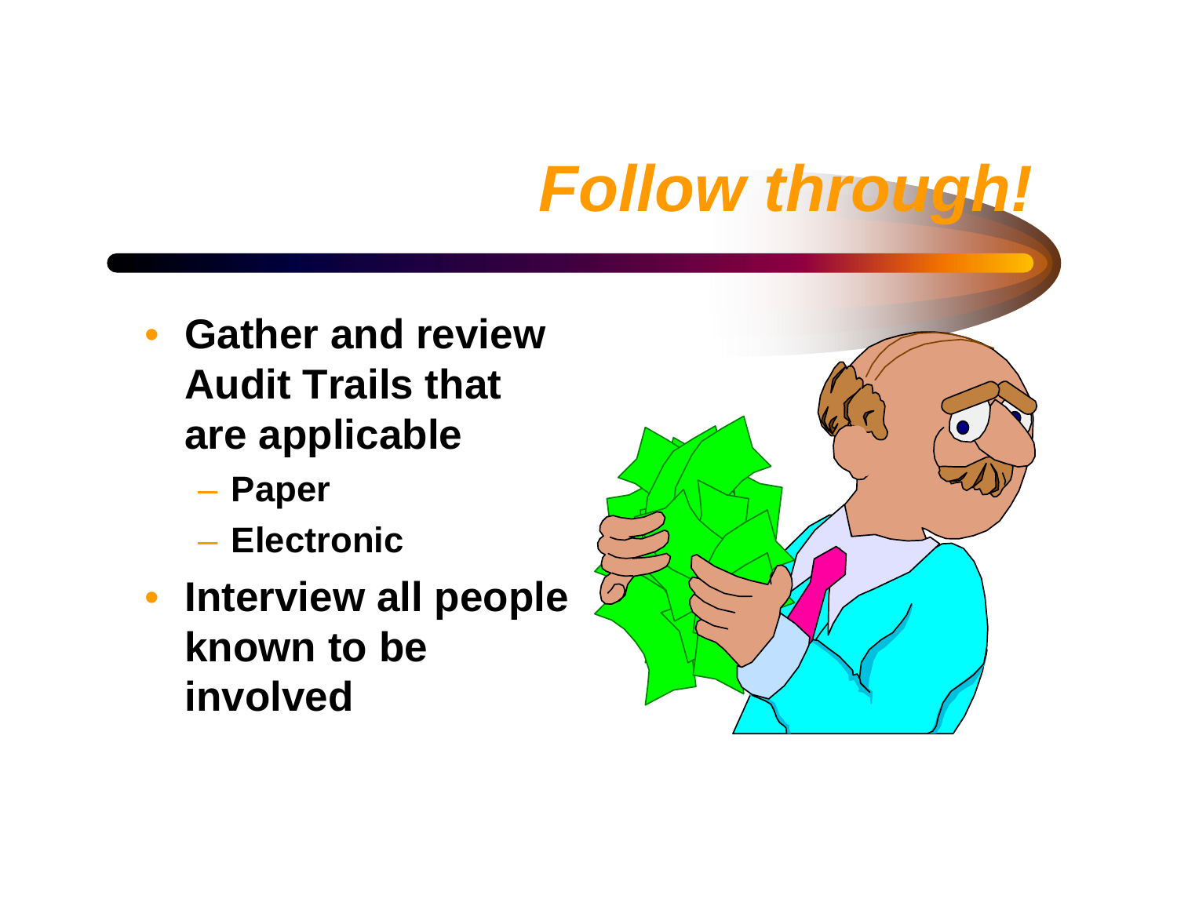# *Follow through!*

- **Gather and review Audit Trails that are applicable**
  - **Paper**
  - **Electronic**
- **Interview all people known to be involved**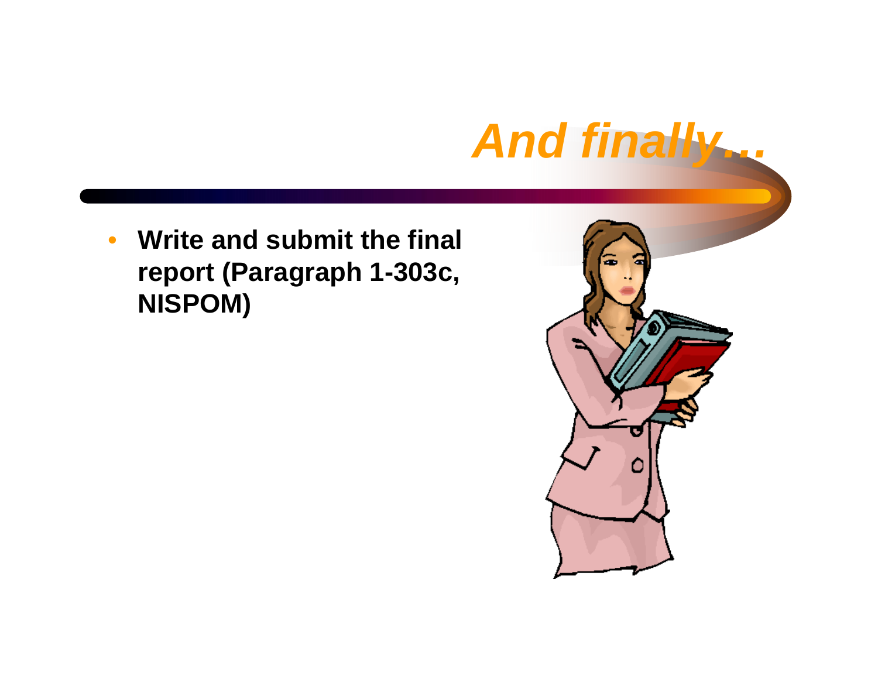# *And finally…*

- **Write and submit the final report (Paragraph 1-303c, NISPOM)**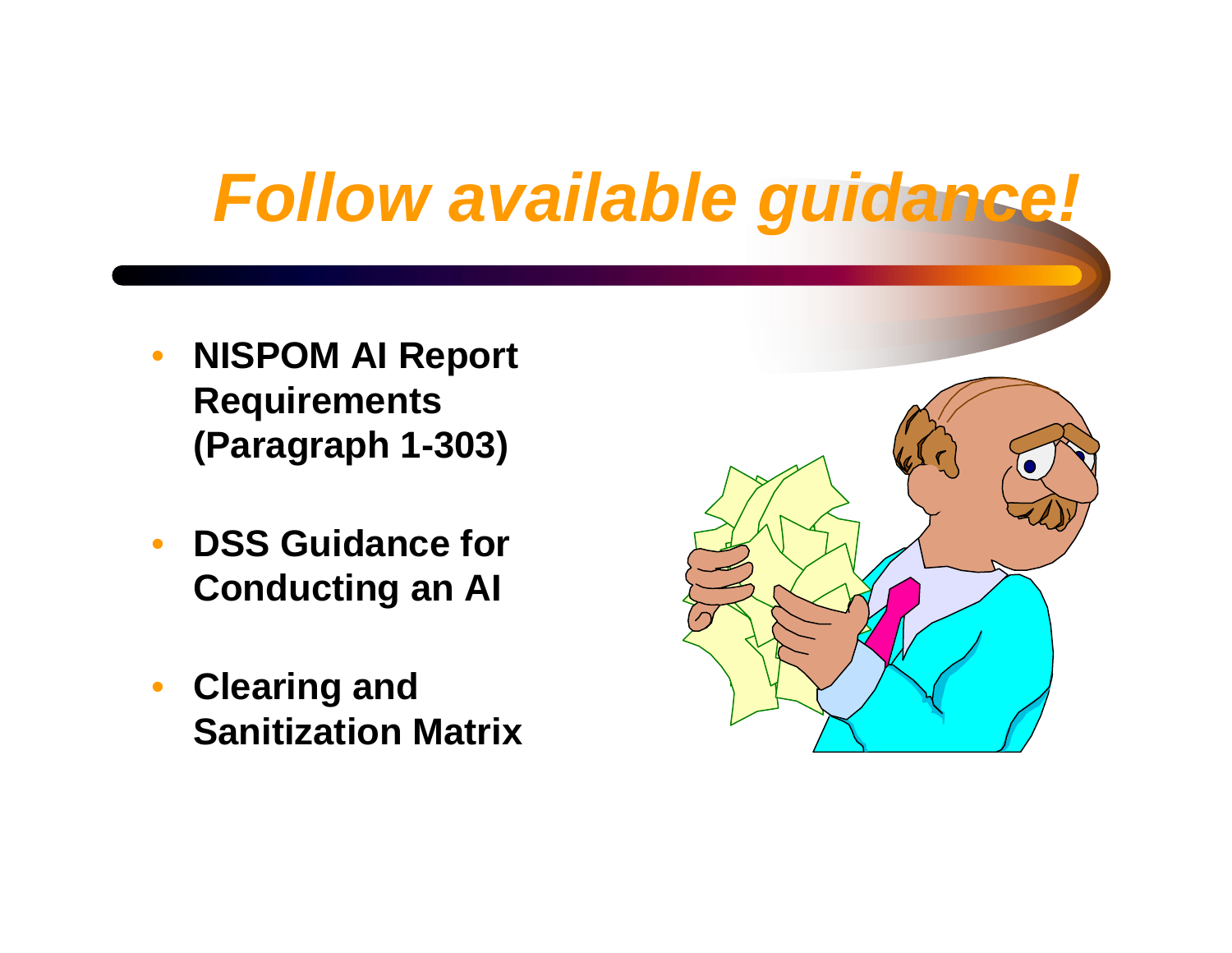# *Follow available guidance!*

- **NISPOM AI Report Requirements (Paragraph 1-303)**
- **DSS Guidance for Conducting an AI**
- **Clearing and Sanitization Matrix**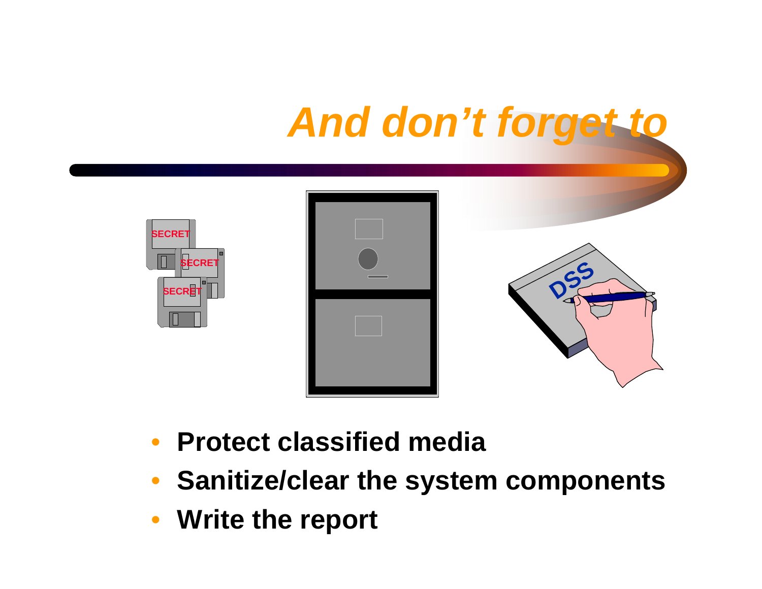# And don't forget to

- **Protect classified media**
- **Sanitize/clear the system components**
- **Write the report**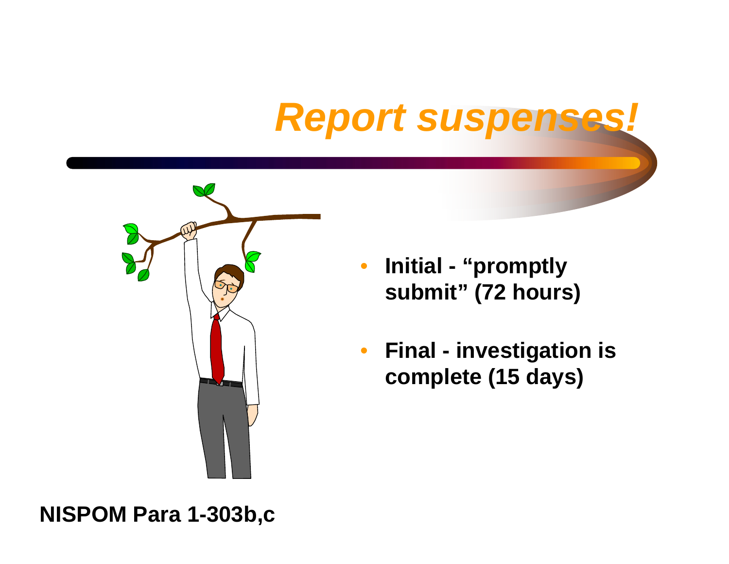# *Report suspenses!*

- **Initial - "promptly submit" (72 hours)**
- **Final - investigation is complete (15 days)**

**NISPOM Para 1-303b,c**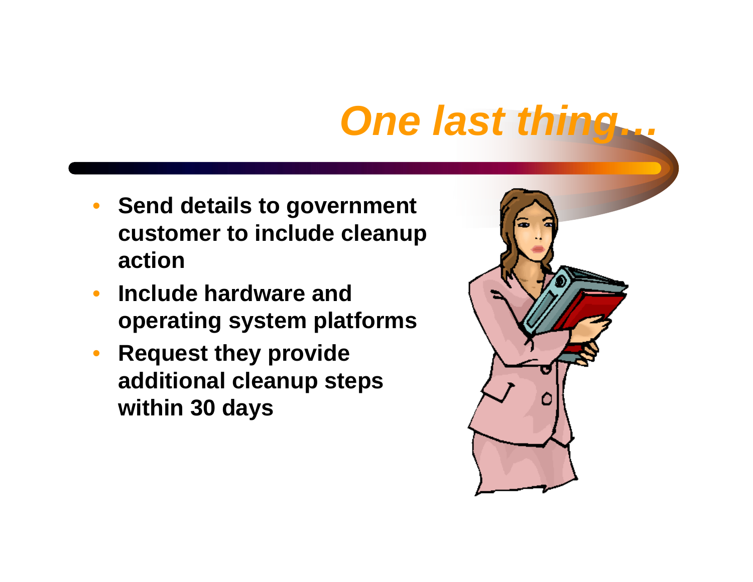# *One last thing…*

- **Send details to government customer to include cleanup action**
- **Include hardware and operating system platforms**
- **Request they provide additional cleanup steps within 30 days**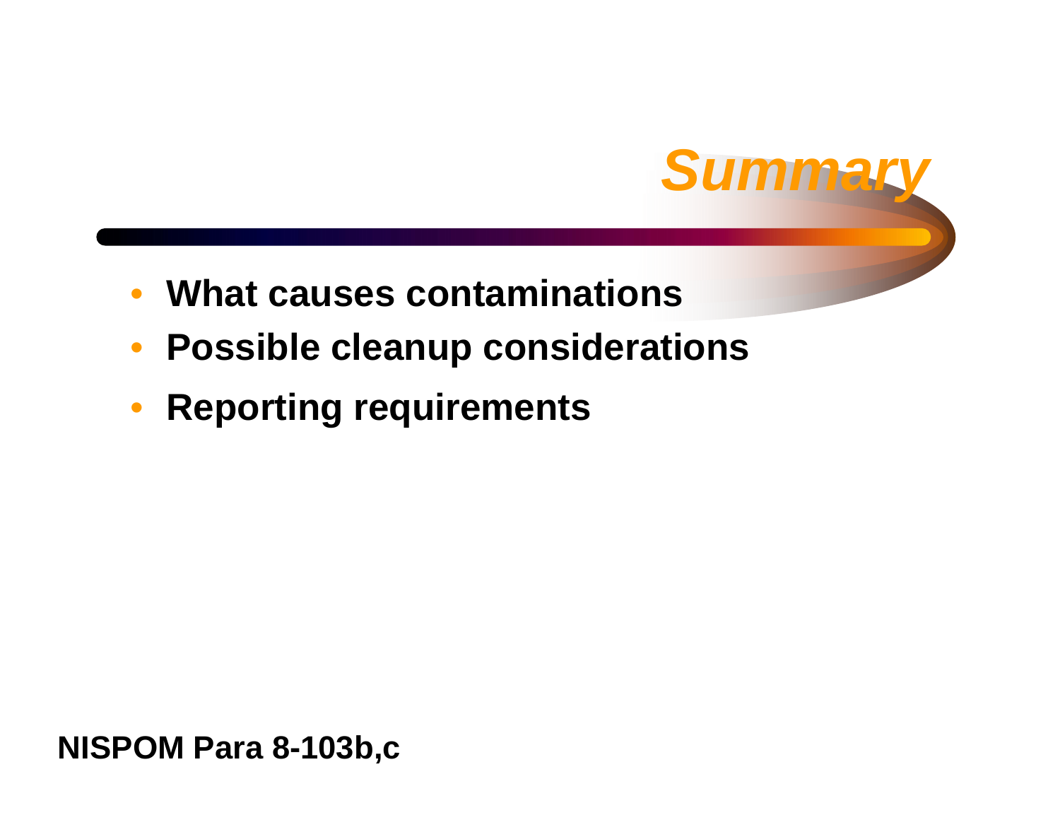# *Summary*

- **What causes contaminations**
- **Possible cleanup considerations**
- **Reporting requirements**

**NISPOM Para 8-103b,c**